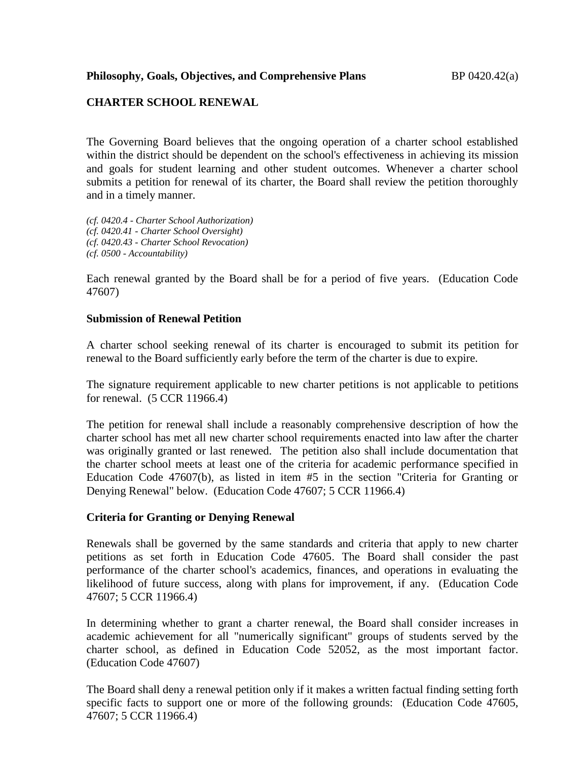**Philosophy, Goals, Objectives, and Comprehensive Plans** BP 0420.42(a)

## CHARTER SCHOOL RENEWAL

The Governing Board believes that the ongoing operation of a charter school established within the district should be dependent on the school's effectiveness in achieving its mission and goals for student learning and other student outcomes. Whenever a charter school submits a petition for renewal of its charter, the Board shall review the petition thoroughly and in a timely manner.

*(cf. 0420.4 - Charter School Authorization)*
*(cf. 0420.41 - Charter School Oversight)*
*(cf. 0420.43 - Charter School Revocation)*
*(cf. 0500 - Accountability)*

Each renewal granted by the Board shall be for a period of five years. (Education Code 47607)

### Submission of Renewal Petition

A charter school seeking renewal of its charter is encouraged to submit its petition for renewal to the Board sufficiently early before the term of the charter is due to expire.

The signature requirement applicable to new charter petitions is not applicable to petitions for renewal. (5 CCR 11966.4)

The petition for renewal shall include a reasonably comprehensive description of how the charter school has met all new charter school requirements enacted into law after the charter was originally granted or last renewed. The petition also shall include documentation that the charter school meets at least one of the criteria for academic performance specified in Education Code 47607(b), as listed in item #5 in the section "Criteria for Granting or Denying Renewal" below. (Education Code 47607; 5 CCR 11966.4)

### Criteria for Granting or Denying Renewal

Renewals shall be governed by the same standards and criteria that apply to new charter petitions as set forth in Education Code 47605. The Board shall consider the past performance of the charter school's academics, finances, and operations in evaluating the likelihood of future success, along with plans for improvement, if any. (Education Code 47607; 5 CCR 11966.4)

In determining whether to grant a charter renewal, the Board shall consider increases in academic achievement for all "numerically significant" groups of students served by the charter school, as defined in Education Code 52052, as the most important factor. (Education Code 47607)

The Board shall deny a renewal petition only if it makes a written factual finding setting forth specific facts to support one or more of the following grounds: (Education Code 47605, 47607; 5 CCR 11966.4)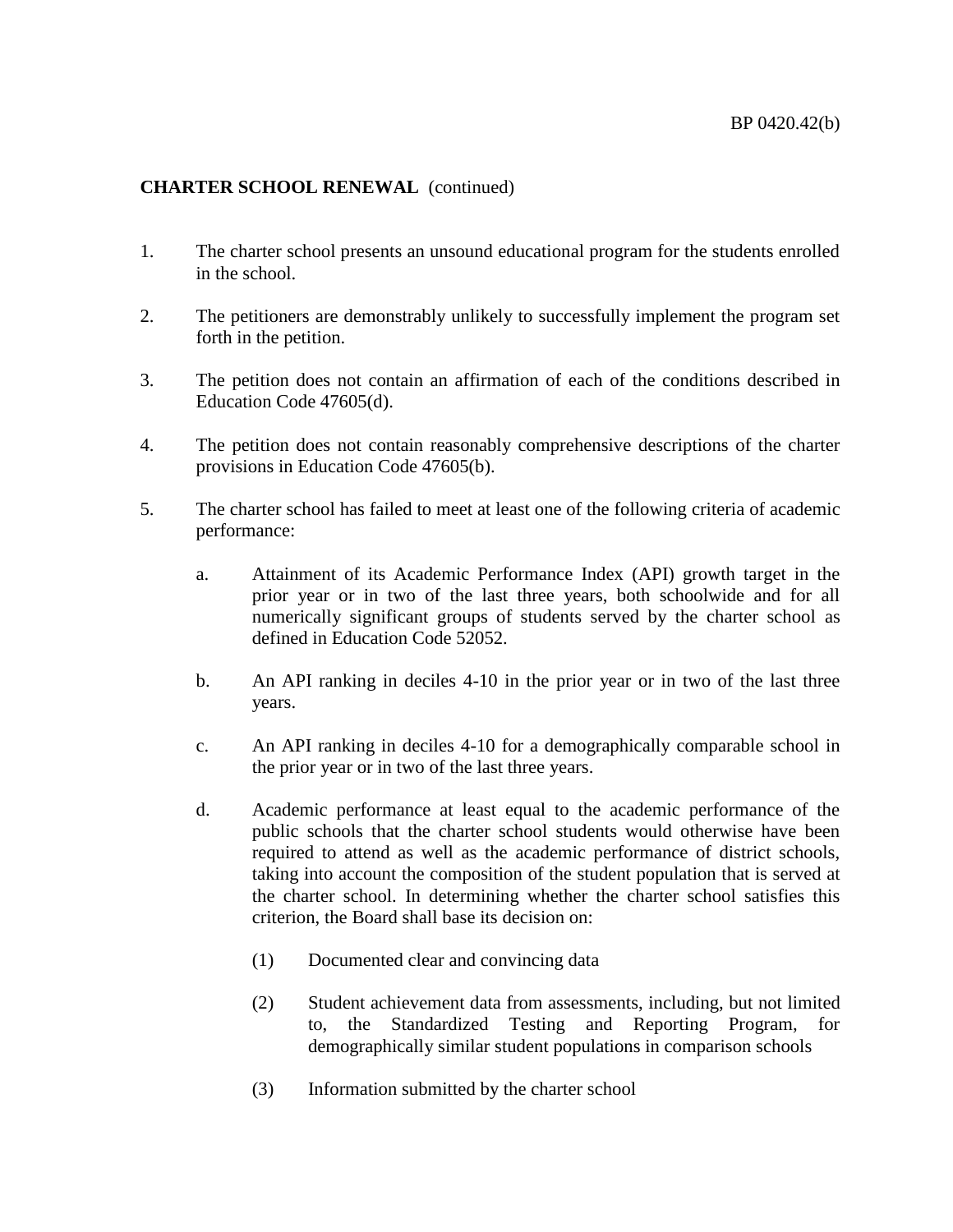**CHARTER SCHOOL RENEWAL** (continued)

1. The charter school presents an unsound educational program for the students enrolled in the school.

2. The petitioners are demonstrably unlikely to successfully implement the program set forth in the petition.

3. The petition does not contain an affirmation of each of the conditions described in Education Code 47605(d).

4. The petition does not contain reasonably comprehensive descriptions of the charter provisions in Education Code 47605(b).

5. The charter school has failed to meet at least one of the following criteria of academic performance:

   a. Attainment of its Academic Performance Index (API) growth target in the prior year or in two of the last three years, both schoolwide and for all numerically significant groups of students served by the charter school as defined in Education Code 52052.

   b. An API ranking in deciles 4-10 in the prior year or in two of the last three years.

   c. An API ranking in deciles 4-10 for a demographically comparable school in the prior year or in two of the last three years.

   d. Academic performance at least equal to the academic performance of the public schools that the charter school students would otherwise have been required to attend as well as the academic performance of district schools, taking into account the composition of the student population that is served at the charter school. In determining whether the charter school satisfies this criterion, the Board shall base its decision on:

      (1) Documented clear and convincing data

      (2) Student achievement data from assessments, including, but not limited to, the Standardized Testing and Reporting Program, for demographically similar student populations in comparison schools

      (3) Information submitted by the charter school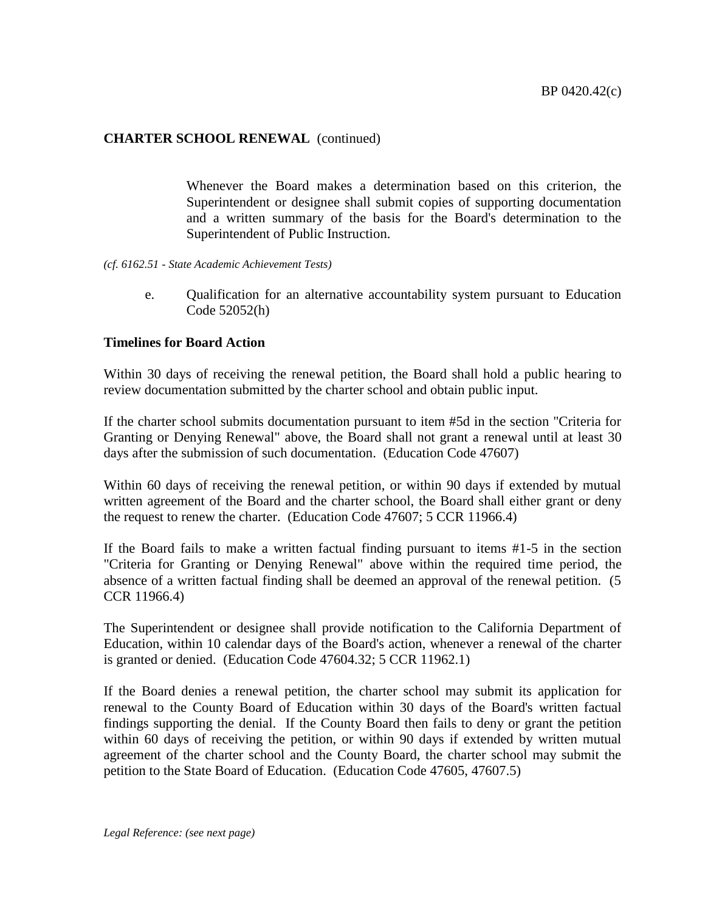**CHARTER SCHOOL RENEWAL** (continued)

Whenever the Board makes a determination based on this criterion, the Superintendent or designee shall submit copies of supporting documentation and a written summary of the basis for the Board's determination to the Superintendent of Public Instruction.

*(cf. 6162.51 - State Academic Achievement Tests)*

e. Qualification for an alternative accountability system pursuant to Education Code 52052(h)

**Timelines for Board Action**

Within 30 days of receiving the renewal petition, the Board shall hold a public hearing to review documentation submitted by the charter school and obtain public input.

If the charter school submits documentation pursuant to item #5d in the section "Criteria for Granting or Denying Renewal" above, the Board shall not grant a renewal until at least 30 days after the submission of such documentation. (Education Code 47607)

Within 60 days of receiving the renewal petition, or within 90 days if extended by mutual written agreement of the Board and the charter school, the Board shall either grant or deny the request to renew the charter. (Education Code 47607; 5 CCR 11966.4)

If the Board fails to make a written factual finding pursuant to items #1-5 in the section "Criteria for Granting or Denying Renewal" above within the required time period, the absence of a written factual finding shall be deemed an approval of the renewal petition. (5 CCR 11966.4)

The Superintendent or designee shall provide notification to the California Department of Education, within 10 calendar days of the Board's action, whenever a renewal of the charter is granted or denied. (Education Code 47604.32; 5 CCR 11962.1)

If the Board denies a renewal petition, the charter school may submit its application for renewal to the County Board of Education within 30 days of the Board's written factual findings supporting the denial. If the County Board then fails to deny or grant the petition within 60 days of receiving the petition, or within 90 days if extended by written mutual agreement of the charter school and the County Board, the charter school may submit the petition to the State Board of Education. (Education Code 47605, 47607.5)

*Legal Reference: (see next page)*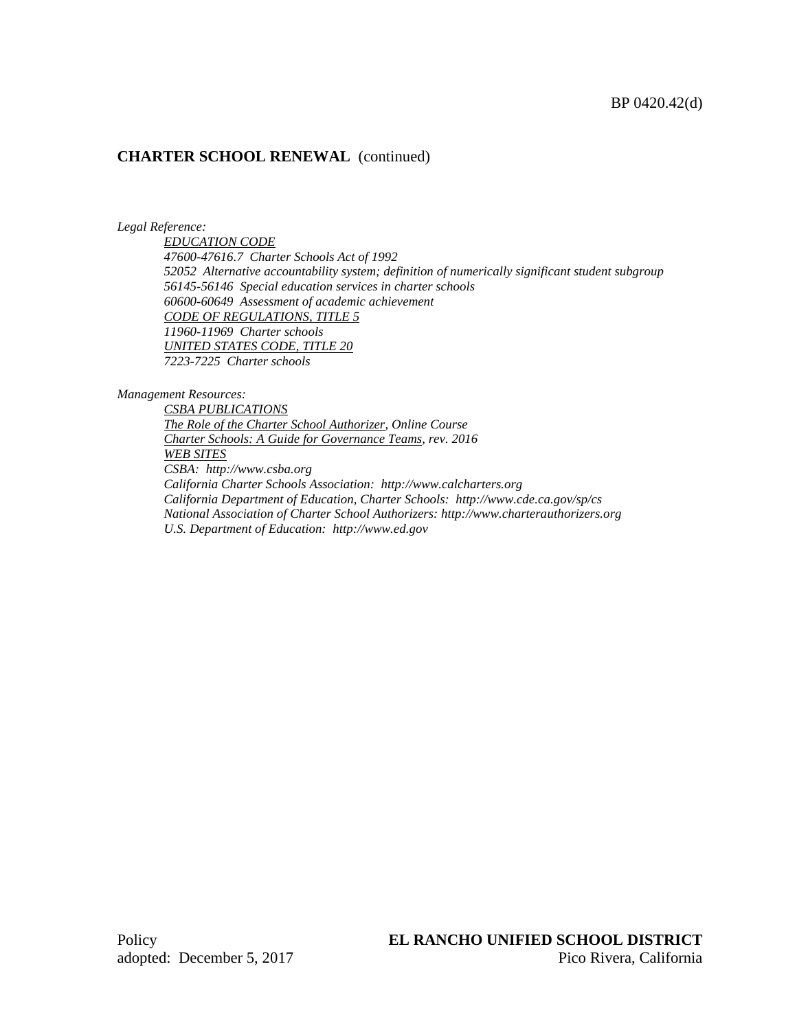## CHARTER SCHOOL RENEWAL (continued)

*Legal Reference:*

*EDUCATION CODE*
*47600-47616.7 Charter Schools Act of 1992*
*52052 Alternative accountability system; definition of numerically significant student subgroup*
*56145-56146 Special education services in charter schools*
*60600-60649 Assessment of academic achievement*
*CODE OF REGULATIONS, TITLE 5*
*11960-11969 Charter schools*
*UNITED STATES CODE, TITLE 20*
*7223-7225 Charter schools*

*Management Resources:*

*CSBA PUBLICATIONS*
*The Role of the Charter School Authorizer, Online Course*
*Charter Schools: A Guide for Governance Teams, rev. 2016*
*WEB SITES*
*CSBA: http://www.csba.org*
*California Charter Schools Association: http://www.calcharters.org*
*California Department of Education, Charter Schools: http://www.cde.ca.gov/sp/cs*
*National Association of Charter School Authorizers: http://www.charterauthorizers.org*
*U.S. Department of Education: http://www.ed.gov*

Policy
adopted: December 5, 2017

**EL RANCHO UNIFIED SCHOOL DISTRICT**
Pico Rivera, California